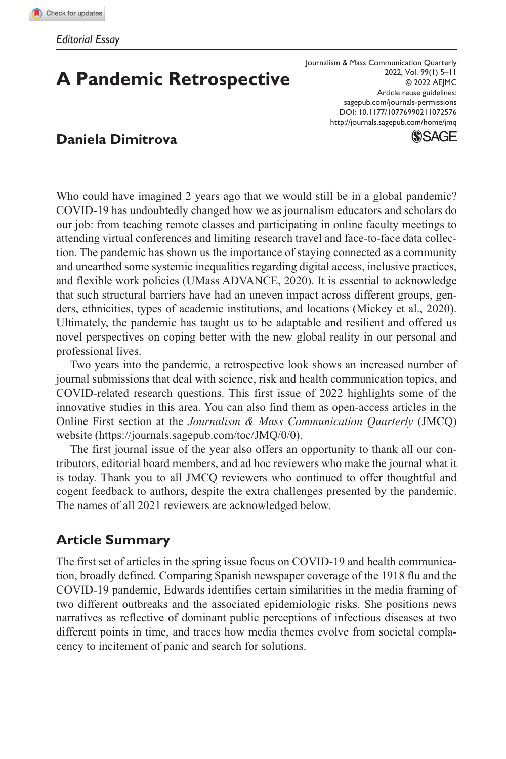*Editorial Essay*

# A Pandemic Retrospective

**Daniela Dimitrova**

Who could have imagined 2 years ago that we would still be in a global pandemic? COVID-19 has undoubtedly changed how we as journalism educators and scholars do our job: from teaching remote classes and participating in online faculty meetings to attending virtual conferences and limiting research travel and face-to-face data collection. The pandemic has shown us the importance of staying connected as a community and unearthed some systemic inequalities regarding digital access, inclusive practices, and flexible work policies (UMass ADVANCE, 2020). It is essential to acknowledge that such structural barriers have had an uneven impact across different groups, genders, ethnicities, types of academic institutions, and locations (Mickey et al., 2020). Ultimately, the pandemic has taught us to be adaptable and resilient and offered us novel perspectives on coping better with the new global reality in our personal and professional lives.

Two years into the pandemic, a retrospective look shows an increased number of journal submissions that deal with science, risk and health communication topics, and COVID-related research questions. This first issue of 2022 highlights some of the innovative studies in this area. You can also find them as open-access articles in the Online First section at the *Journalism & Mass Communication Quarterly* (JMCQ) website (https://journals.sagepub.com/toc/JMQ/0/0).

The first journal issue of the year also offers an opportunity to thank all our contributors, editorial board members, and ad hoc reviewers who make the journal what it is today. Thank you to all JMCQ reviewers who continued to offer thoughtful and cogent feedback to authors, despite the extra challenges presented by the pandemic. The names of all 2021 reviewers are acknowledged below.

## Article Summary

The first set of articles in the spring issue focus on COVID-19 and health communication, broadly defined. Comparing Spanish newspaper coverage of the 1918 flu and the COVID-19 pandemic, Edwards identifies certain similarities in the media framing of two different outbreaks and the associated epidemiologic risks. She positions news narratives as reflective of dominant public perceptions of infectious diseases at two different points in time, and traces how media themes evolve from societal complacency to incitement of panic and search for solutions.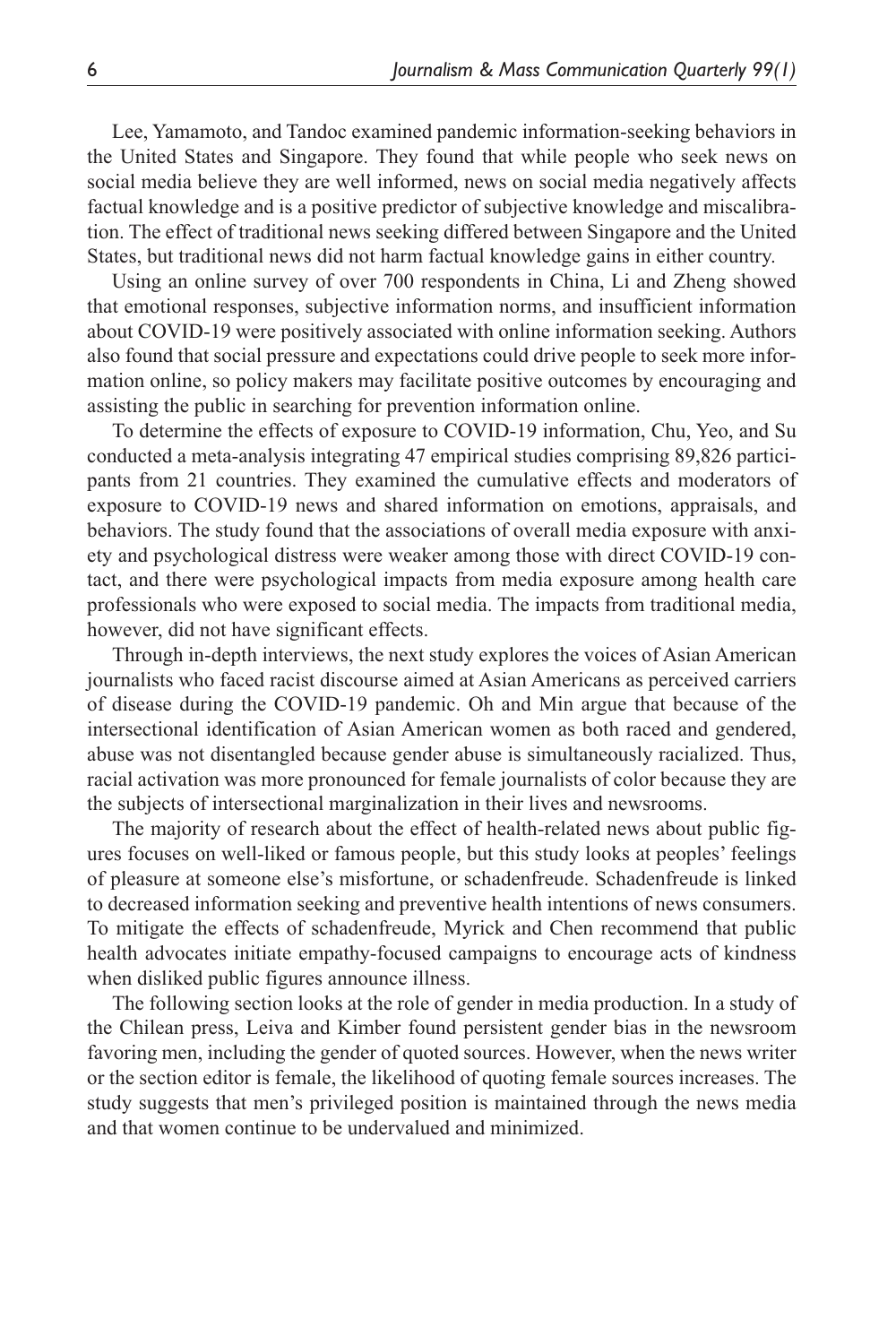Lee, Yamamoto, and Tandoc examined pandemic information-seeking behaviors in the United States and Singapore. They found that while people who seek news on social media believe they are well informed, news on social media negatively affects factual knowledge and is a positive predictor of subjective knowledge and miscalibration. The effect of traditional news seeking differed between Singapore and the United States, but traditional news did not harm factual knowledge gains in either country.

Using an online survey of over 700 respondents in China, Li and Zheng showed that emotional responses, subjective information norms, and insufficient information about COVID-19 were positively associated with online information seeking. Authors also found that social pressure and expectations could drive people to seek more information online, so policy makers may facilitate positive outcomes by encouraging and assisting the public in searching for prevention information online.

To determine the effects of exposure to COVID-19 information, Chu, Yeo, and Su conducted a meta-analysis integrating 47 empirical studies comprising 89,826 participants from 21 countries. They examined the cumulative effects and moderators of exposure to COVID-19 news and shared information on emotions, appraisals, and behaviors. The study found that the associations of overall media exposure with anxiety and psychological distress were weaker among those with direct COVID-19 contact, and there were psychological impacts from media exposure among health care professionals who were exposed to social media. The impacts from traditional media, however, did not have significant effects.

Through in-depth interviews, the next study explores the voices of Asian American journalists who faced racist discourse aimed at Asian Americans as perceived carriers of disease during the COVID-19 pandemic. Oh and Min argue that because of the intersectional identification of Asian American women as both raced and gendered, abuse was not disentangled because gender abuse is simultaneously racialized. Thus, racial activation was more pronounced for female journalists of color because they are the subjects of intersectional marginalization in their lives and newsrooms.

The majority of research about the effect of health-related news about public figures focuses on well-liked or famous people, but this study looks at peoples' feelings of pleasure at someone else's misfortune, or schadenfreude. Schadenfreude is linked to decreased information seeking and preventive health intentions of news consumers. To mitigate the effects of schadenfreude, Myrick and Chen recommend that public health advocates initiate empathy-focused campaigns to encourage acts of kindness when disliked public figures announce illness.

The following section looks at the role of gender in media production. In a study of the Chilean press, Leiva and Kimber found persistent gender bias in the newsroom favoring men, including the gender of quoted sources. However, when the news writer or the section editor is female, the likelihood of quoting female sources increases. The study suggests that men's privileged position is maintained through the news media and that women continue to be undervalued and minimized.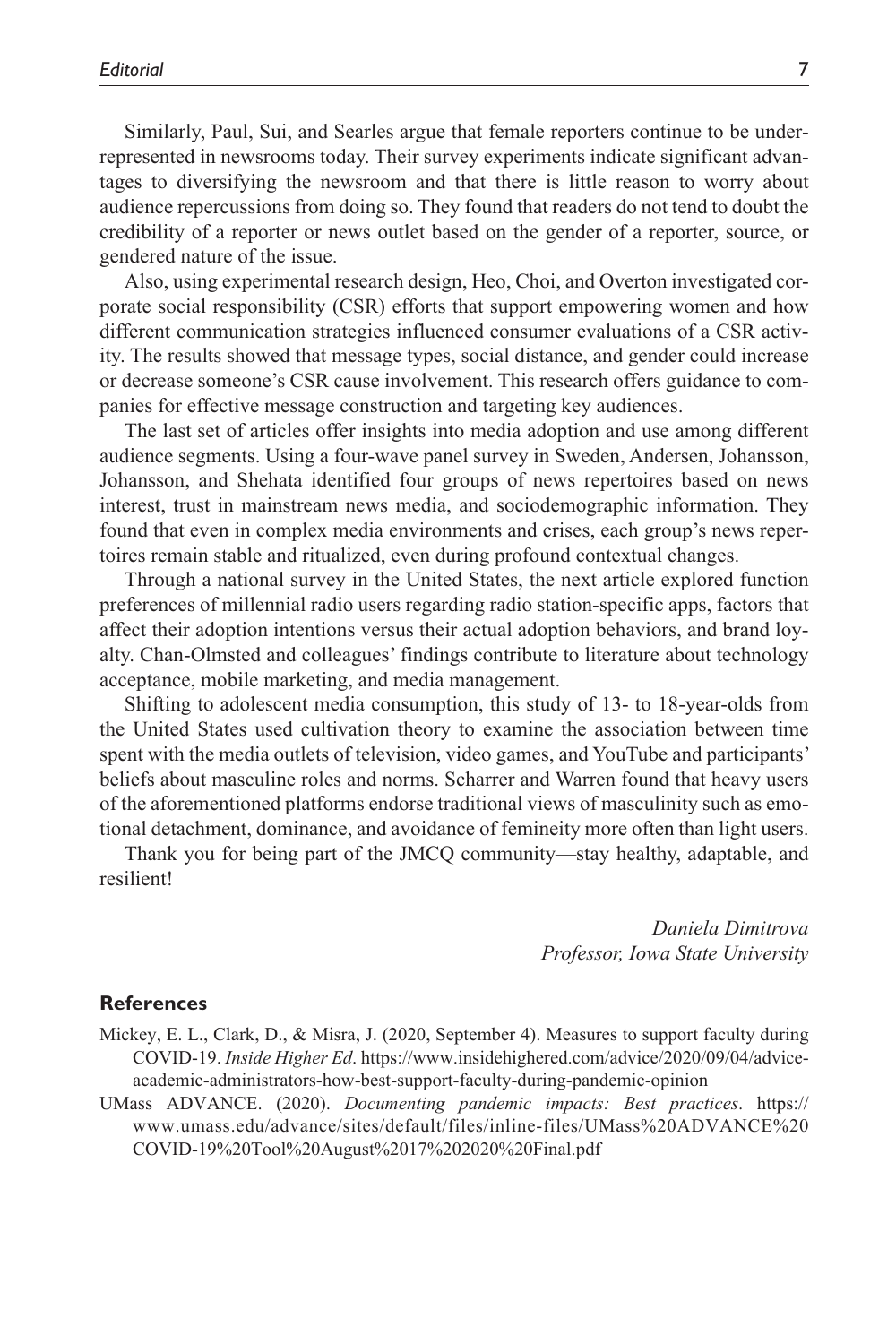Similarly, Paul, Sui, and Searles argue that female reporters continue to be underrepresented in newsrooms today. Their survey experiments indicate significant advantages to diversifying the newsroom and that there is little reason to worry about audience repercussions from doing so. They found that readers do not tend to doubt the credibility of a reporter or news outlet based on the gender of a reporter, source, or gendered nature of the issue.

Also, using experimental research design, Heo, Choi, and Overton investigated corporate social responsibility (CSR) efforts that support empowering women and how different communication strategies influenced consumer evaluations of a CSR activity. The results showed that message types, social distance, and gender could increase or decrease someone's CSR cause involvement. This research offers guidance to companies for effective message construction and targeting key audiences.

The last set of articles offer insights into media adoption and use among different audience segments. Using a four-wave panel survey in Sweden, Andersen, Johansson, Johansson, and Shehata identified four groups of news repertoires based on news interest, trust in mainstream news media, and sociodemographic information. They found that even in complex media environments and crises, each group's news repertoires remain stable and ritualized, even during profound contextual changes.

Through a national survey in the United States, the next article explored function preferences of millennial radio users regarding radio station-specific apps, factors that affect their adoption intentions versus their actual adoption behaviors, and brand loyalty. Chan-Olmsted and colleagues' findings contribute to literature about technology acceptance, mobile marketing, and media management.

Shifting to adolescent media consumption, this study of 13- to 18-year-olds from the United States used cultivation theory to examine the association between time spent with the media outlets of television, video games, and YouTube and participants' beliefs about masculine roles and norms. Scharrer and Warren found that heavy users of the aforementioned platforms endorse traditional views of masculinity such as emotional detachment, dominance, and avoidance of femineity more often than light users.

Thank you for being part of the JMCQ community—stay healthy, adaptable, and resilient!

*Daniela Dimitrova*
*Professor, Iowa State University*

## References

Mickey, E. L., Clark, D., & Misra, J. (2020, September 4). Measures to support faculty during COVID-19. *Inside Higher Ed*. https://www.insidehighered.com/advice/2020/09/04/advice-academic-administrators-how-best-support-faculty-during-pandemic-opinion

UMass ADVANCE. (2020). *Documenting pandemic impacts: Best practices*. https://www.umass.edu/advance/sites/default/files/inline-files/UMass%20ADVANCE%20COVID-19%20Tool%20August%2017%202020%20Final.pdf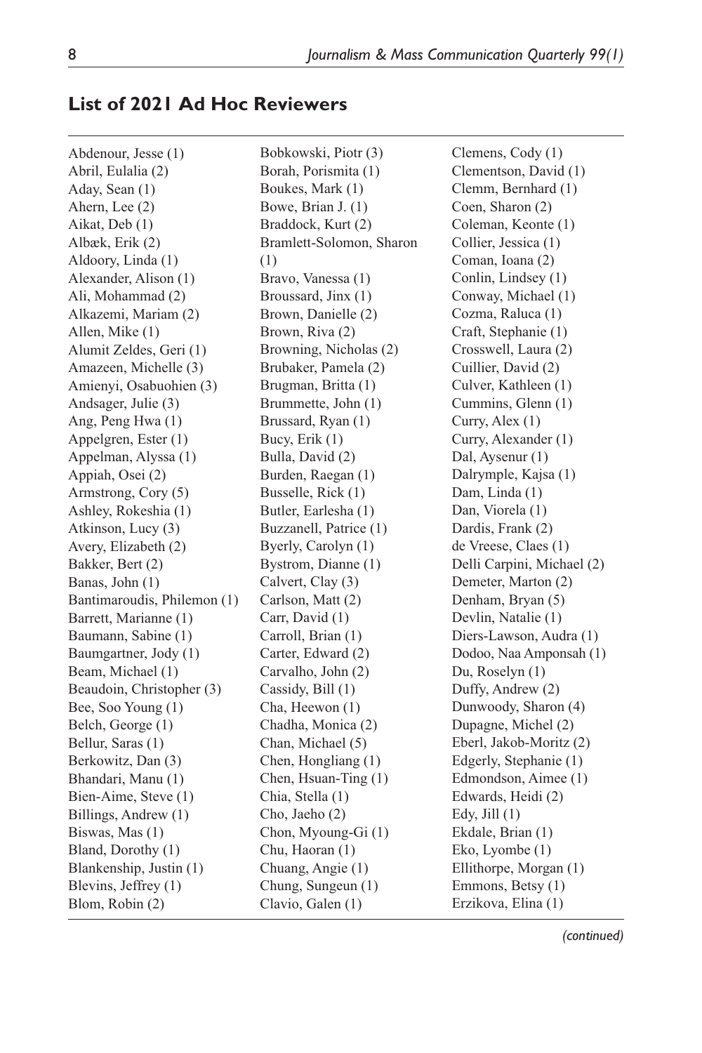## List of 2021 Ad Hoc Reviewers

Abdenour, Jesse (1)
Abril, Eulalia (2)
Aday, Sean (1)
Ahern, Lee (2)
Aikat, Deb (1)
Albæk, Erik (2)
Aldoory, Linda (1)
Alexander, Alison (1)
Ali, Mohammad (2)
Alkazemi, Mariam (2)
Allen, Mike (1)
Alumit Zeldes, Geri (1)
Amazeen, Michelle (3)
Amienyi, Osabuohien (3)
Andsager, Julie (3)
Ang, Peng Hwa (1)
Appelgren, Ester (1)
Appelman, Alyssa (1)
Appiah, Osei (2)
Armstrong, Cory (5)
Ashley, Rokeshia (1)
Atkinson, Lucy (3)
Avery, Elizabeth (2)
Bakker, Bert (2)
Banas, John (1)
Bantimaroudis, Philemon (1)
Barrett, Marianne (1)
Baumann, Sabine (1)
Baumgartner, Jody (1)
Beam, Michael (1)
Beaudoin, Christopher (3)
Bee, Soo Young (1)
Belch, George (1)
Bellur, Saras (1)
Berkowitz, Dan (3)
Bhandari, Manu (1)
Bien-Aime, Steve (1)
Billings, Andrew (1)
Biswas, Mas (1)
Bland, Dorothy (1)
Blankenship, Justin (1)
Blevins, Jeffrey (1)
Blom, Robin (2)
Bobkowski, Piotr (3)
Borah, Porismita (1)
Boukes, Mark (1)
Bowe, Brian J. (1)
Braddock, Kurt (2)
Bramlett-Solomon, Sharon (1)
Bravo, Vanessa (1)
Broussard, Jinx (1)
Brown, Danielle (2)
Brown, Riva (2)
Browning, Nicholas (2)
Brubaker, Pamela (2)
Brugman, Britta (1)
Brummette, John (1)
Brussard, Ryan (1)
Bucy, Erik (1)
Bulla, David (2)
Burden, Raegan (1)
Busselle, Rick (1)
Butler, Earlesha (1)
Buzzanell, Patrice (1)
Byerly, Carolyn (1)
Bystrom, Dianne (1)
Calvert, Clay (3)
Carlson, Matt (2)
Carr, David (1)
Carroll, Brian (1)
Carter, Edward (2)
Carvalho, John (2)
Cassidy, Bill (1)
Cha, Heewon (1)
Chadha, Monica (2)
Chan, Michael (5)
Chen, Hongliang (1)
Chen, Hsuan-Ting (1)
Chia, Stella (1)
Cho, Jaeho (2)
Chon, Myoung-Gi (1)
Chu, Haoran (1)
Chuang, Angie (1)
Chung, Sungeun (1)
Clavio, Galen (1)
Clemens, Cody (1)
Clementson, David (1)
Clemm, Bernhard (1)
Coen, Sharon (2)
Coleman, Keonte (1)
Collier, Jessica (1)
Coman, Ioana (2)
Conlin, Lindsey (1)
Conway, Michael (1)
Cozma, Raluca (1)
Craft, Stephanie (1)
Crosswell, Laura (2)
Cuillier, David (2)
Culver, Kathleen (1)
Cummins, Glenn (1)
Curry, Alex (1)
Curry, Alexander (1)
Dal, Aysenur (1)
Dalrymple, Kajsa (1)
Dam, Linda (1)
Dan, Viorela (1)
Dardis, Frank (2)
de Vreese, Claes (1)
Delli Carpini, Michael (2)
Demeter, Marton (2)
Denham, Bryan (5)
Devlin, Natalie (1)
Diers-Lawson, Audra (1)
Dodoo, Naa Amponsah (1)
Du, Roselyn (1)
Duffy, Andrew (2)
Dunwoody, Sharon (4)
Dupagne, Michel (2)
Eberl, Jakob-Moritz (2)
Edgerly, Stephanie (1)
Edmondson, Aimee (1)
Edwards, Heidi (2)
Edy, Jill (1)
Ekdale, Brian (1)
Eko, Lyombe (1)
Ellithorpe, Morgan (1)
Emmons, Betsy (1)
Erzikova, Elina (1)

*(continued)*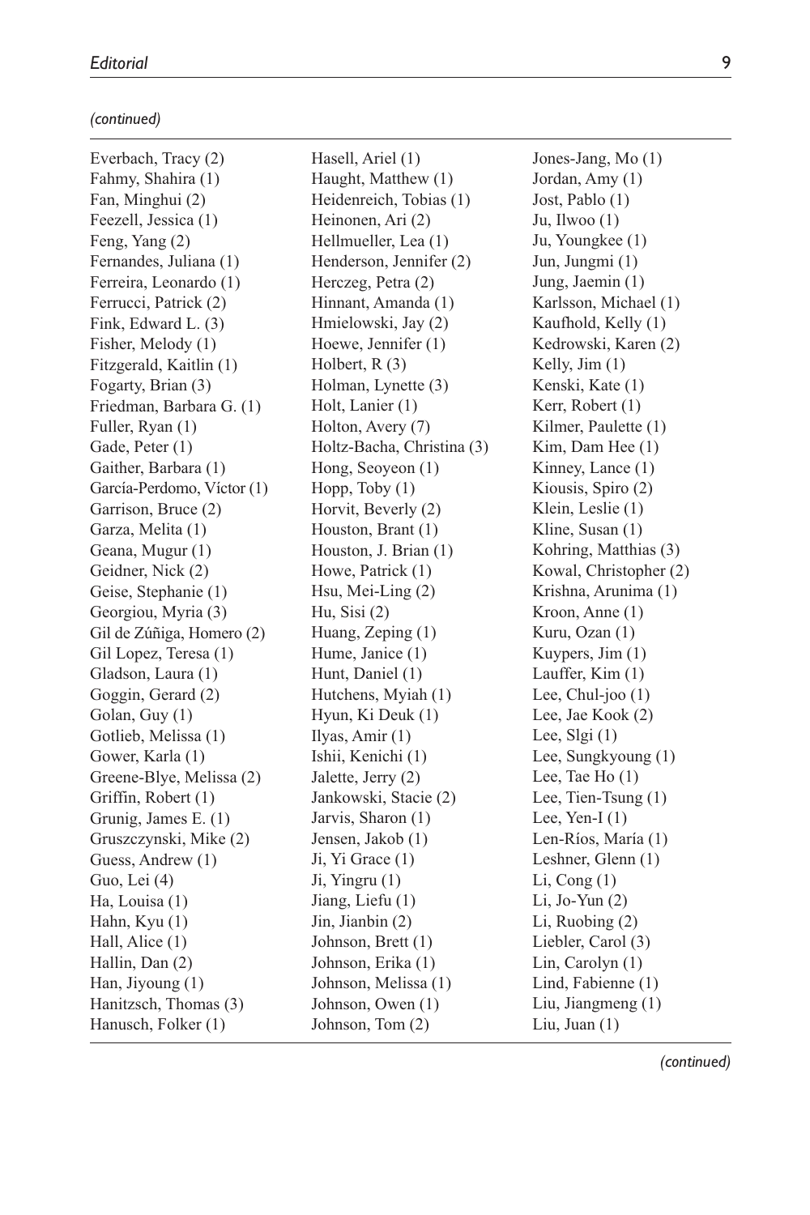*(continued)*

Everbach, Tracy (2)
Fahmy, Shahira (1)
Fan, Minghui (2)
Feezell, Jessica (1)
Feng, Yang (2)
Fernandes, Juliana (1)
Ferreira, Leonardo (1)
Ferrucci, Patrick (2)
Fink, Edward L. (3)
Fisher, Melody (1)
Fitzgerald, Kaitlin (1)
Fogarty, Brian (3)
Friedman, Barbara G. (1)
Fuller, Ryan (1)
Gade, Peter (1)
Gaither, Barbara (1)
García-Perdomo, Víctor (1)
Garrison, Bruce (2)
Garza, Melita (1)
Geana, Mugur (1)
Geidner, Nick (2)
Geise, Stephanie (1)
Georgiou, Myria (3)
Gil de Zúñiga, Homero (2)
Gil Lopez, Teresa (1)
Gladson, Laura (1)
Goggin, Gerard (2)
Golan, Guy (1)
Gotlieb, Melissa (1)
Gower, Karla (1)
Greene-Blye, Melissa (2)
Griffin, Robert (1)
Grunig, James E. (1)
Gruszczynski, Mike (2)
Guess, Andrew (1)
Guo, Lei (4)
Ha, Louisa (1)
Hahn, Kyu (1)
Hall, Alice (1)
Hallin, Dan (2)
Han, Jiyoung (1)
Hanitzsch, Thomas (3)
Hanusch, Folker (1)
Hasell, Ariel (1)
Haught, Matthew (1)
Heidenreich, Tobias (1)
Heinonen, Ari (2)
Hellmueller, Lea (1)
Henderson, Jennifer (2)
Herczeg, Petra (2)
Hinnant, Amanda (1)
Hmielowski, Jay (2)
Hoewe, Jennifer (1)
Holbert, R (3)
Holman, Lynette (3)
Holt, Lanier (1)
Holton, Avery (7)
Holtz-Bacha, Christina (3)
Hong, Seoyeon (1)
Hopp, Toby (1)
Horvit, Beverly (2)
Houston, Brant (1)
Houston, J. Brian (1)
Howe, Patrick (1)
Hsu, Mei-Ling (2)
Hu, Sisi (2)
Huang, Zeping (1)
Hume, Janice (1)
Hunt, Daniel (1)
Hutchens, Myiah (1)
Hyun, Ki Deuk (1)
Ilyas, Amir (1)
Ishii, Kenichi (1)
Jalette, Jerry (2)
Jankowski, Stacie (2)
Jarvis, Sharon (1)
Jensen, Jakob (1)
Ji, Yi Grace (1)
Ji, Yingru (1)
Jiang, Liefu (1)
Jin, Jianbin (2)
Johnson, Brett (1)
Johnson, Erika (1)
Johnson, Melissa (1)
Johnson, Owen (1)
Johnson, Tom (2)
Jones-Jang, Mo (1)
Jordan, Amy (1)
Jost, Pablo (1)
Ju, Ilwoo (1)
Ju, Youngkee (1)
Jun, Jungmi (1)
Jung, Jaemin (1)
Karlsson, Michael (1)
Kaufhold, Kelly (1)
Kedrowski, Karen (2)
Kelly, Jim (1)
Kenski, Kate (1)
Kerr, Robert (1)
Kilmer, Paulette (1)
Kim, Dam Hee (1)
Kinney, Lance (1)
Kiousis, Spiro (2)
Klein, Leslie (1)
Kline, Susan (1)
Kohring, Matthias (3)
Kowal, Christopher (2)
Krishna, Arunima (1)
Kroon, Anne (1)
Kuru, Ozan (1)
Kuypers, Jim (1)
Lauffer, Kim (1)
Lee, Chul-joo (1)
Lee, Jae Kook (2)
Lee, Slgi (1)
Lee, Sungkyoung (1)
Lee, Tae Ho (1)
Lee, Tien-Tsung (1)
Lee, Yen-I (1)
Len-Ríos, María (1)
Leshner, Glenn (1)
Li, Cong (1)
Li, Jo-Yun (2)
Li, Ruobing (2)
Liebler, Carol (3)
Lin, Carolyn (1)
Lind, Fabienne (1)
Liu, Jiangmeng (1)
Liu, Juan (1)

*(continued)*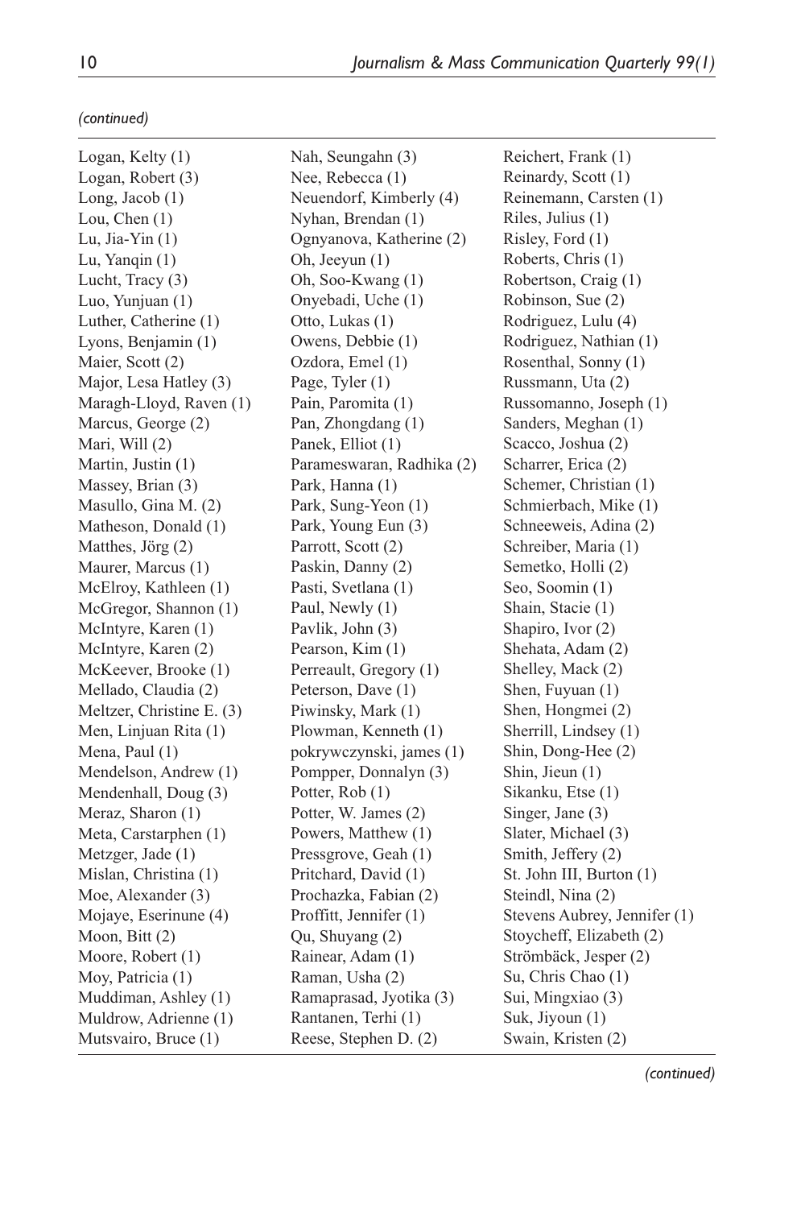*(continued)*

Logan, Kelty (1)
Logan, Robert (3)
Long, Jacob (1)
Lou, Chen (1)
Lu, Jia-Yin (1)
Lu, Yanqin (1)
Lucht, Tracy (3)
Luo, Yunjuan (1)
Luther, Catherine (1)
Lyons, Benjamin (1)
Maier, Scott (2)
Major, Lesa Hatley (3)
Maragh-Lloyd, Raven (1)
Marcus, George (2)
Mari, Will (2)
Martin, Justin (1)
Massey, Brian (3)
Masullo, Gina M. (2)
Matheson, Donald (1)
Matthes, Jörg (2)
Maurer, Marcus (1)
McElroy, Kathleen (1)
McGregor, Shannon (1)
McIntyre, Karen (1)
McIntyre, Karen (2)
McKeever, Brooke (1)
Mellado, Claudia (2)
Meltzer, Christine E. (3)
Men, Linjuan Rita (1)
Mena, Paul (1)
Mendelson, Andrew (1)
Mendenhall, Doug (3)
Meraz, Sharon (1)
Meta, Carstarphen (1)
Metzger, Jade (1)
Mislan, Christina (1)
Moe, Alexander (3)
Mojaye, Eserinune (4)
Moon, Bitt (2)
Moore, Robert (1)
Moy, Patricia (1)
Muddiman, Ashley (1)
Muldrow, Adrienne (1)
Mutsvairo, Bruce (1)
Nah, Seungahn (3)
Nee, Rebecca (1)
Neuendorf, Kimberly (4)
Nyhan, Brendan (1)
Ognyanova, Katherine (2)
Oh, Jeeyun (1)
Oh, Soo-Kwang (1)
Onyebadi, Uche (1)
Otto, Lukas (1)
Owens, Debbie (1)
Ozdora, Emel (1)
Page, Tyler (1)
Pain, Paromita (1)
Pan, Zhongdang (1)
Panek, Elliot (1)
Parameswaran, Radhika (2)
Park, Hanna (1)
Park, Sung-Yeon (1)
Park, Young Eun (3)
Parrott, Scott (2)
Paskin, Danny (2)
Pasti, Svetlana (1)
Paul, Newly (1)
Pavlik, John (3)
Pearson, Kim (1)
Perreault, Gregory (1)
Peterson, Dave (1)
Piwinsky, Mark (1)
Plowman, Kenneth (1)
pokrywczynski, james (1)
Pompper, Donnalyn (3)
Potter, Rob (1)
Potter, W. James (2)
Powers, Matthew (1)
Pressgrove, Geah (1)
Pritchard, David (1)
Prochazka, Fabian (2)
Proffitt, Jennifer (1)
Qu, Shuyang (2)
Rainear, Adam (1)
Raman, Usha (2)
Ramaprasad, Jyotika (3)
Rantanen, Terhi (1)
Reese, Stephen D. (2)
Reichert, Frank (1)
Reinardy, Scott (1)
Reinemann, Carsten (1)
Riles, Julius (1)
Risley, Ford (1)
Roberts, Chris (1)
Robertson, Craig (1)
Robinson, Sue (2)
Rodriguez, Lulu (4)
Rodriguez, Nathian (1)
Rosenthal, Sonny (1)
Russmann, Uta (2)
Russomanno, Joseph (1)
Sanders, Meghan (1)
Scacco, Joshua (2)
Scharrer, Erica (2)
Schemer, Christian (1)
Schmierbach, Mike (1)
Schneeweis, Adina (2)
Schreiber, Maria (1)
Semetko, Holli (2)
Seo, Soomin (1)
Shain, Stacie (1)
Shapiro, Ivor (2)
Shehata, Adam (2)
Shelley, Mack (2)
Shen, Fuyuan (1)
Shen, Hongmei (2)
Sherrill, Lindsey (1)
Shin, Dong-Hee (2)
Shin, Jieun (1)
Sikanku, Etse (1)
Singer, Jane (3)
Slater, Michael (3)
Smith, Jeffery (2)
St. John III, Burton (1)
Steindl, Nina (2)
Stevens Aubrey, Jennifer (1)
Stoycheff, Elizabeth (2)
Strömbäck, Jesper (2)
Su, Chris Chao (1)
Sui, Mingxiao (3)
Suk, Jiyoun (1)
Swain, Kristen (2)

*(continued)*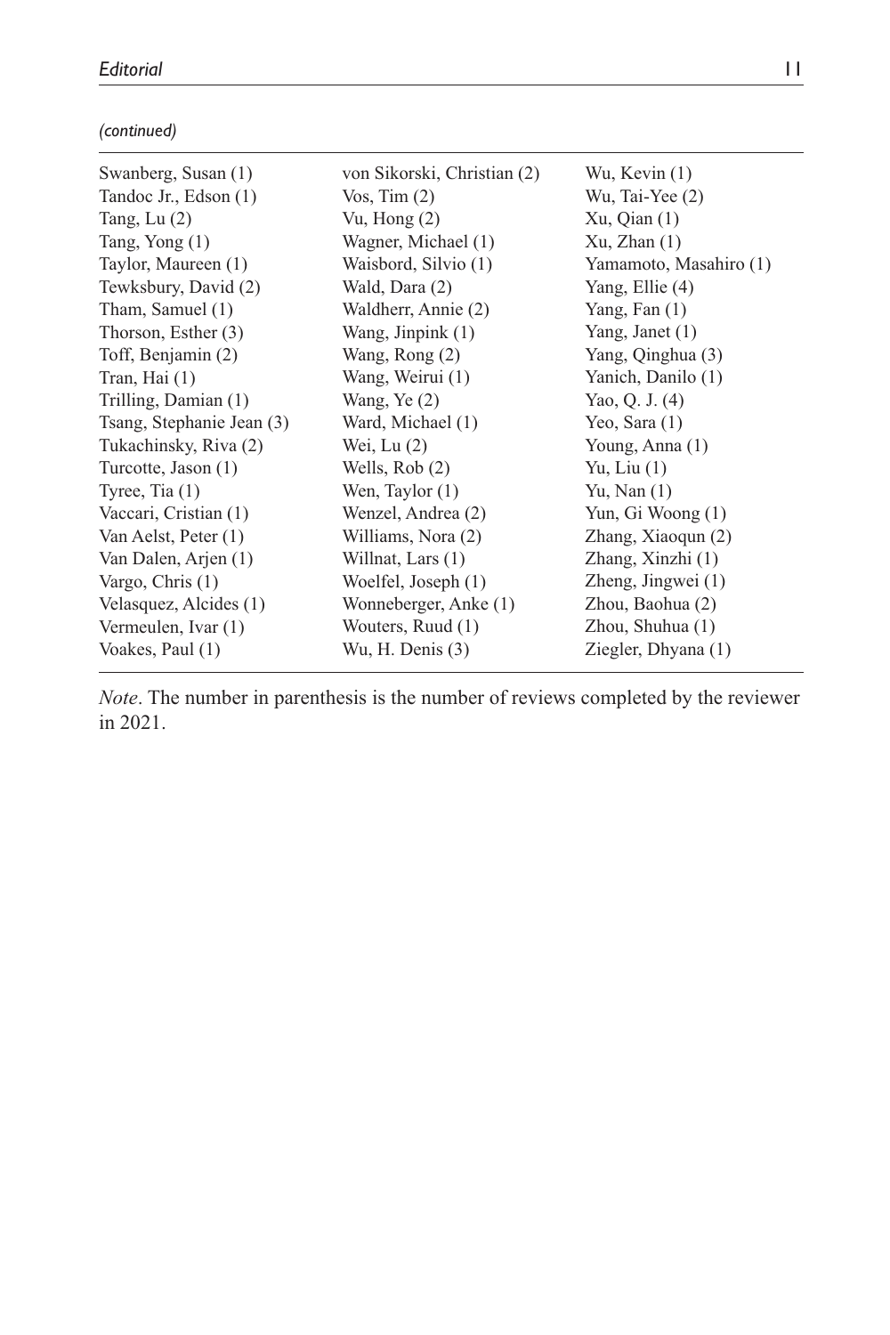*(continued)*

| | | |
|---|---|---|
| Swanberg, Susan (1) | von Sikorski, Christian (2) | Wu, Kevin (1) |
| Tandoc Jr., Edson (1) | Vos, Tim (2) | Wu, Tai-Yee (2) |
| Tang, Lu (2) | Vu, Hong (2) | Xu, Qian (1) |
| Tang, Yong (1) | Wagner, Michael (1) | Xu, Zhan (1) |
| Taylor, Maureen (1) | Waisbord, Silvio (1) | Yamamoto, Masahiro (1) |
| Tewksbury, David (2) | Wald, Dara (2) | Yang, Ellie (4) |
| Tham, Samuel (1) | Waldherr, Annie (2) | Yang, Fan (1) |
| Thorson, Esther (3) | Wang, Jinpink (1) | Yang, Janet (1) |
| Toff, Benjamin (2) | Wang, Rong (2) | Yang, Qinghua (3) |
| Tran, Hai (1) | Wang, Weirui (1) | Yanich, Danilo (1) |
| Trilling, Damian (1) | Wang, Ye (2) | Yao, Q. J. (4) |
| Tsang, Stephanie Jean (3) | Ward, Michael (1) | Yeo, Sara (1) |
| Tukachinsky, Riva (2) | Wei, Lu (2) | Young, Anna (1) |
| Turcotte, Jason (1) | Wells, Rob (2) | Yu, Liu (1) |
| Tyree, Tia (1) | Wen, Taylor (1) | Yu, Nan (1) |
| Vaccari, Cristian (1) | Wenzel, Andrea (2) | Yun, Gi Woong (1) |
| Van Aelst, Peter (1) | Williams, Nora (2) | Zhang, Xiaoqun (2) |
| Van Dalen, Arjen (1) | Willnat, Lars (1) | Zhang, Xinzhi (1) |
| Vargo, Chris (1) | Woelfel, Joseph (1) | Zheng, Jingwei (1) |
| Velasquez, Alcides (1) | Wonneberger, Anke (1) | Zhou, Baohua (2) |
| Vermeulen, Ivar (1) | Wouters, Ruud (1) | Zhou, Shuhua (1) |
| Voakes, Paul (1) | Wu, H. Denis (3) | Ziegler, Dhyana (1) |

*Note*. The number in parenthesis is the number of reviews completed by the reviewer in 2021.